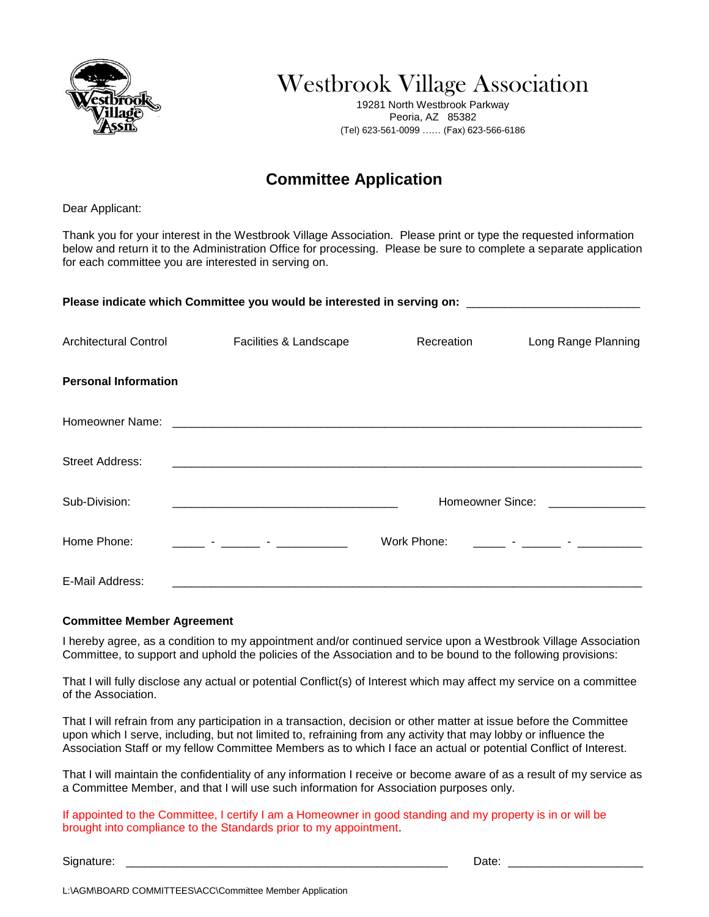# Westbrook Village Association

19281 North Westbrook Parkway
Peoria, AZ 85382
(Tel) 623-561-0099 …… (Fax) 623-566-6186

## Committee Application

Dear Applicant:

Thank you for your interest in the Westbrook Village Association. Please print or type the requested information below and return it to the Administration Office for processing. Please be sure to complete a separate application for each committee you are interested in serving on.

**Please indicate which Committee you would be interested in serving on:** ___________________________

Architectural Control     Facilities & Landscape     Recreation     Long Range Planning

**Personal Information**

Homeowner Name: ___________________________________________________________________________

Street Address: ___________________________________________________________________________

Sub-Division: ___________________________________ Homeowner Since: _______________

Home Phone: _____ - ______ - ___________ Work Phone: _____ - ______ - __________

E-Mail Address: ___________________________________________________________________________

**Committee Member Agreement**

I hereby agree, as a condition to my appointment and/or continued service upon a Westbrook Village Association Committee, to support and uphold the policies of the Association and to be bound to the following provisions:

That I will fully disclose any actual or potential Conflict(s) of Interest which may affect my service on a committee of the Association.

That I will refrain from any participation in a transaction, decision or other matter at issue before the Committee upon which I serve, including, but not limited to, refraining from any activity that may lobby or influence the Association Staff or my fellow Committee Members as to which I face an actual or potential Conflict of Interest.

That I will maintain the confidentiality of any information I receive or become aware of as a result of my service as a Committee Member, and that I will use such information for Association purposes only.

If appointed to the Committee, I certify I am a Homeowner in good standing and my property is in or will be brought into compliance to the Standards prior to my appointment.

Signature: ____________________________________________________ Date: _____________________

L:\AGM\BOARD COMMITTEES\ACC\Committee Member Application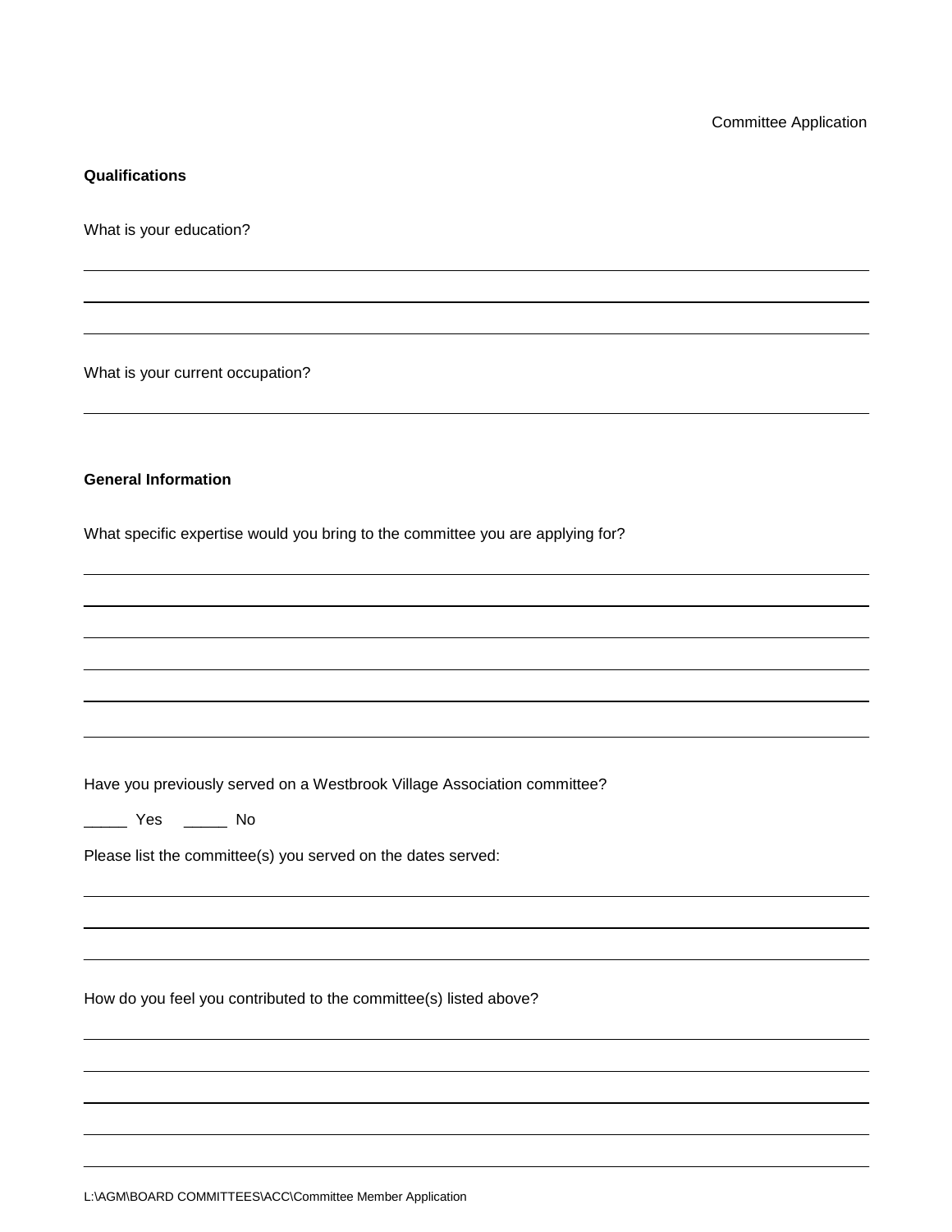**Qualifications**

What is your education?

What is your current occupation?

**General Information**

What specific expertise would you bring to the committee you are applying for?

Have you previously served on a Westbrook Village Association committee?

_____ Yes     _____ No

Please list the committee(s) you served on the dates served:

How do you feel you contributed to the committee(s) listed above?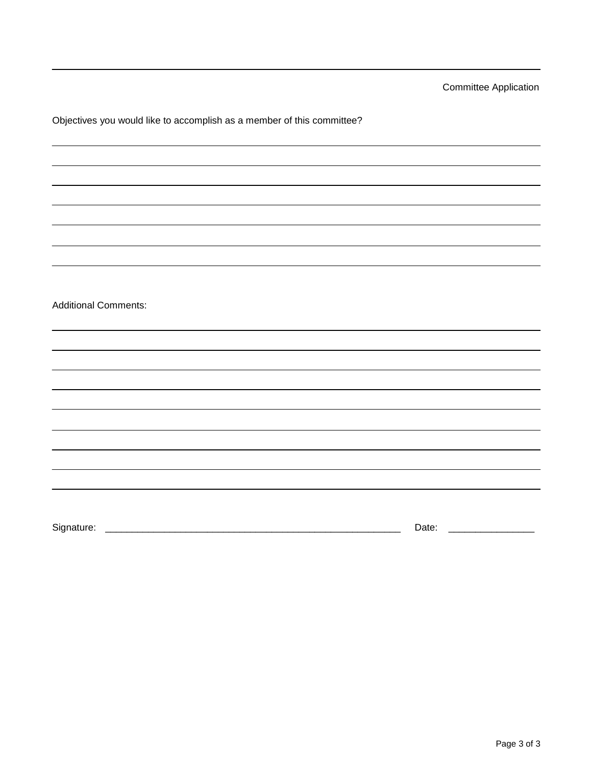Objectives you would like to accomplish as a member of this committee?

Additional Comments:

Signature: \_\_\_\_\_\_\_\_\_\_\_\_\_\_\_\_\_\_\_\_\_\_\_\_\_\_\_\_\_\_\_\_\_\_\_\_\_\_\_\_\_\_\_\_\_\_\_\_\_\_\_\_ Date: \_\_\_\_\_\_\_\_\_\_\_\_\_\_\_\_